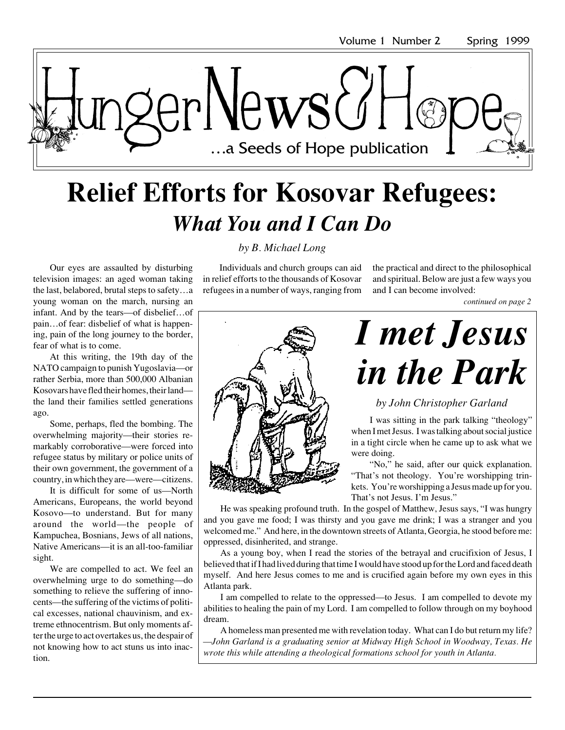Volume 1 Number 2 Spring 1999

# HungerNews&Hope

…a Seeds of Hope publication

# Relief Efforts for Kosovar Refugees:

## *What You and I Can Do*

*by B. Michael Long*

Our eyes are assaulted by disturbing television images: an aged woman taking the last, belabored, brutal steps to safety…a young woman on the march, nursing an infant. And by the tears—of disbelief…of pain…of fear: disbelief of what is happening, pain of the long journey to the border, fear of what is to come.

At this writing, the 19th day of the NATO campaign to punish Yugoslavia—or rather Serbia, more than 500,000 Albanian Kosovars have fled their homes, their land—the land their families settled generations ago.

Some, perhaps, fled the bombing. The overwhelming majority—their stories remarkably corroborative—were forced into refugee status by military or police units of their own government, the government of a country, in which they are—were—citizens.

It is difficult for some of us—North Americans, Europeans, the world beyond Kosovo—to understand. But for many around the world—the people of Kampuchea, Bosnians, Jews of all nations, Native Americans—it is an all-too-familiar sight.

We are compelled to act. We feel an overwhelming urge to do something—do something to relieve the suffering of innocents—the suffering of the victims of political excesses, national chauvinism, and extreme ethnocentrism. But only moments after the urge to act overtakes us, the despair of not knowing how to act stuns us into inaction.

Individuals and church groups can aid in relief efforts to the thousands of Kosovar refugees in a number of ways, ranging from the practical and direct to the philosophical and spiritual. Below are just a few ways you and I can become involved:

*continued on page 2*

# *I met Jesus in the Park*

*by John Christopher Garland*

I was sitting in the park talking "theology" when I met Jesus. I was talking about social justice in a tight circle when he came up to ask what we were doing.

"No," he said, after our quick explanation. "That's not theology. You're worshipping trinkets. You're worshipping a Jesus made up for you. That's not Jesus. I'm Jesus."

He was speaking profound truth. In the gospel of Matthew, Jesus says, "I was hungry and you gave me food; I was thirsty and you gave me drink; I was a stranger and you welcomed me." And here, in the downtown streets of Atlanta, Georgia, he stood before me: oppressed, disinherited, and strange.

As a young boy, when I read the stories of the betrayal and crucifixion of Jesus, I believed that if I had lived during that time I would have stood up for the Lord and faced death myself. And here Jesus comes to me and is crucified again before my own eyes in this Atlanta park.

I am compelled to relate to the oppressed—to Jesus. I am compelled to devote my abilities to healing the pain of my Lord. I am compelled to follow through on my boyhood dream.

A homeless man presented me with revelation today. What can I do but return my life?

*—John Garland is a graduating senior at Midway High School in Woodway, Texas. He wrote this while attending a theological formations school for youth in Atlanta.*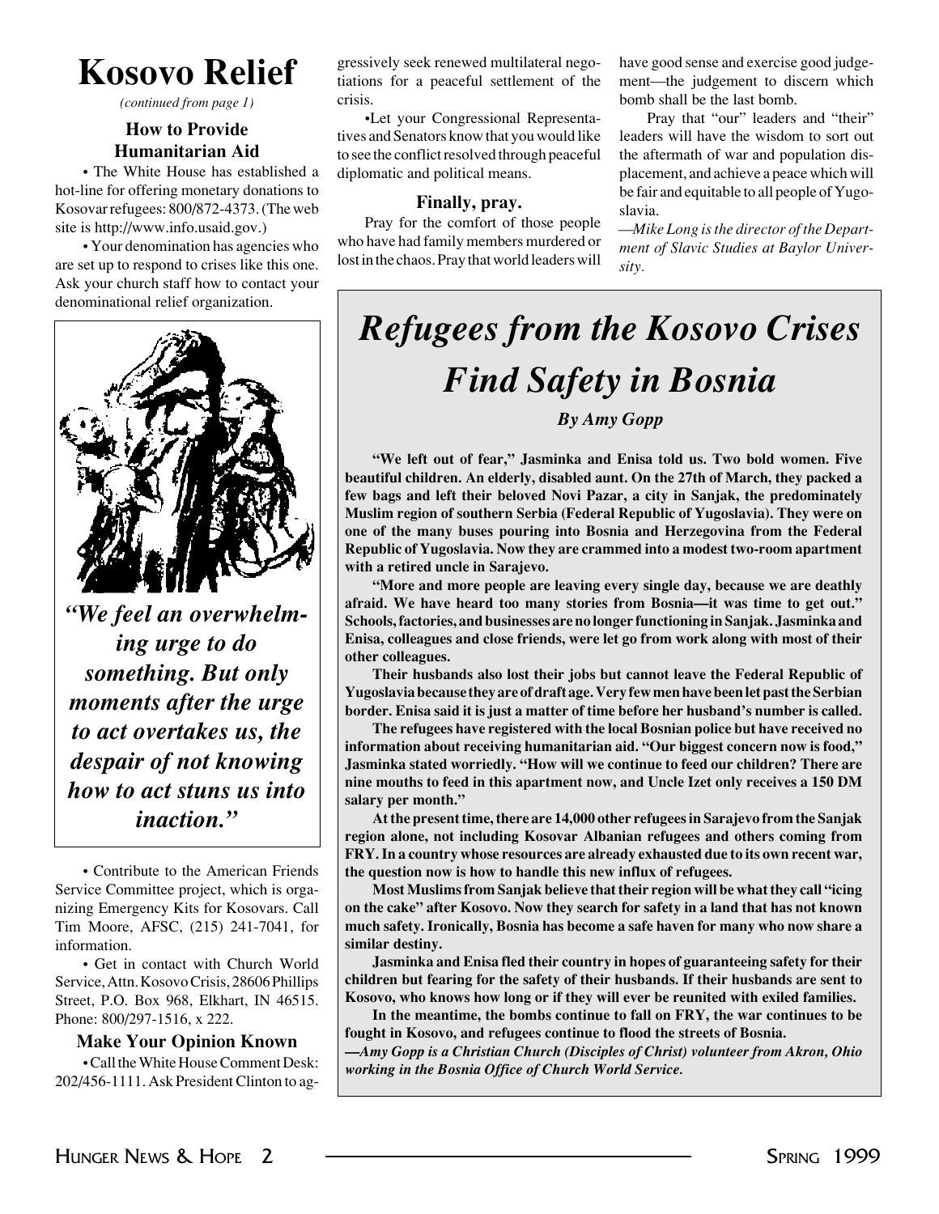# Kosovo Relief

*(continued from page 1)*

### How to Provide Humanitarian Aid

• The White House has established a hot-line for offering monetary donations to Kosovar refugees: 800/872-4373. (The web site is http://www.info.usaid.gov.)

• Your denomination has agencies who are set up to respond to crises like this one. Ask your church staff how to contact your denominational relief organization.

***"We feel an overwhelming urge to do something. But only moments after the urge to act overtakes us, the despair of not knowing how to act stuns us into inaction."***

• Contribute to the American Friends Service Committee project, which is organizing Emergency Kits for Kosovars. Call Tim Moore, AFSC, (215) 241-7041, for information.

• Get in contact with Church World Service, Attn. Kosovo Crisis, 28606 Phillips Street, P.O. Box 968, Elkhart, IN 46515. Phone: 800/297-1516, x 222.

### Make Your Opinion Known

• Call the White House Comment Desk: 202/456-1111. Ask President Clinton to aggressively seek renewed multilateral negotiations for a peaceful settlement of the crisis.

• Let your Congressional Representatives and Senators know that you would like to see the conflict resolved through peaceful diplomatic and political means.

### Finally, pray.

Pray for the comfort of those people who have had family members murdered or lost in the chaos. Pray that world leaders will have good sense and exercise good judgement—the judgement to discern which bomb shall be the last bomb.

Pray that "our" leaders and "their" leaders will have the wisdom to sort out the aftermath of war and population displacement, and achieve a peace which will be fair and equitable to all people of Yugoslavia.

*—Mike Long is the director of the Department of Slavic Studies at Baylor University.*

# *Refugees from the Kosovo Crises Find Safety in Bosnia*

***By Amy Gopp***

**"We left out of fear," Jasminka and Enisa told us. Two bold women. Five beautiful children. An elderly, disabled aunt. On the 27th of March, they packed a few bags and left their beloved Novi Pazar, a city in Sanjak, the predominately Muslim region of southern Serbia (Federal Republic of Yugoslavia). They were on one of the many buses pouring into Bosnia and Herzegovina from the Federal Republic of Yugoslavia. Now they are crammed into a modest two-room apartment with a retired uncle in Sarajevo.**

**"More and more people are leaving every single day, because we are deathly afraid. We have heard too many stories from Bosnia—it was time to get out." Schools, factories, and businesses are no longer functioning in Sanjak. Jasminka and Enisa, colleagues and close friends, were let go from work along with most of their other colleagues.**

**Their husbands also lost their jobs but cannot leave the Federal Republic of Yugoslavia because they are of draft age. Very few men have been let past the Serbian border. Enisa said it is just a matter of time before her husband's number is called.**

**The refugees have registered with the local Bosnian police but have received no information about receiving humanitarian aid. "Our biggest concern now is food," Jasminka stated worriedly. "How will we continue to feed our children? There are nine mouths to feed in this apartment now, and Uncle Izet only receives a 150 DM salary per month."**

**At the present time, there are 14,000 other refugees in Sarajevo from the Sanjak region alone, not including Kosovar Albanian refugees and others coming from FRY. In a country whose resources are already exhausted due to its own recent war, the question now is how to handle this new influx of refugees.**

**Most Muslims from Sanjak believe that their region will be what they call "icing on the cake" after Kosovo. Now they search for safety in a land that has not known much safety. Ironically, Bosnia has become a safe haven for many who now share a similar destiny.**

**Jasminka and Enisa fled their country in hopes of guaranteeing safety for their children but fearing for the safety of their husbands. If their husbands are sent to Kosovo, who knows how long or if they will ever be reunited with exiled families.**

**In the meantime, the bombs continue to fall on FRY, the war continues to be fought in Kosovo, and refugees continue to flood the streets of Bosnia.**

***—Amy Gopp is a Christian Church (Disciples of Christ) volunteer from Akron, Ohio working in the Bosnia Office of Church World Service.***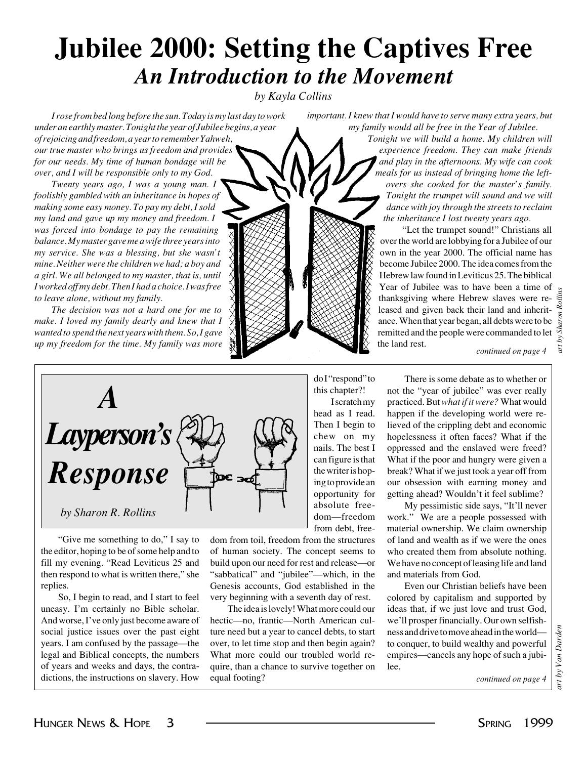# Jubilee 2000: Setting the Captives Free

## *An Introduction to the Movement*

*by Kayla Collins*

*I rose from bed long before the sun. Today is my last day to work under an earthly master. Tonight the year of Jubilee begins, a year of rejoicing and freedom, a year to remember Yahweh, our true master who brings us freedom and provides for our needs. My time of human bondage will be over, and I will be responsible only to my God.*

*Twenty years ago, I was a young man. I foolishly gambled with an inheritance in hopes of making some easy money. To pay my debt, I sold my land and gave up my money and freedom. I was forced into bondage to pay the remaining balance. My master gave me a wife three years into my service. She was a blessing, but she wasn't mine. Neither were the children we had; a boy and a girl. We all belonged to my master, that is, until I worked off my debt. Then I had a choice. I was free to leave alone, without my family.*

*The decision was not a hard one for me to make. I loved my family dearly and knew that I wanted to spend the next years with them. So, I gave up my freedom for the time. My family was more important. I knew that I would have to serve many extra years, but my family would all be free in the Year of Jubilee.*

*Tonight we will build a home. My children will experience freedom. They can make friends and play in the afternoons. My wife can cook meals for us instead of bringing home the leftovers she cooked for the master's family. Tonight the trumpet will sound and we will dance with joy through the streets to reclaim the inheritance I lost twenty years ago.*

"Let the trumpet sound!" Christians all over the world are lobbying for a Jubilee of our own in the year 2000. The official name has become Jubilee 2000. The idea comes from the Hebrew law found in Leviticus 25. The biblical Year of Jubilee was to have been a time of thanksgiving where Hebrew slaves were released and given back their land and inheritance. When that year began, all debts were to be remitted and the people were commanded to let the land rest.

*continued on page 4*

*art by Sharon Rollins*

---

# *A Layperson's Response*

*by Sharon R. Rollins*

"Give me something to do," I say to the editor, hoping to be of some help and to fill my evening. "Read Leviticus 25 and then respond to what is written there," she replies.

So, I begin to read, and I start to feel uneasy. I'm certainly no Bible scholar. And worse, I've only just become aware of social justice issues over the past eight years. I am confused by the passage—the legal and Biblical concepts, the numbers of years and weeks and days, the contradictions, the instructions on slavery. How do I "respond" to this chapter?!

I scratch my head as I read. Then I begin to chew on my nails. The best I can figure is that the writer is hoping to provide an opportunity for absolute freedom—freedom from debt, freedom from toil, freedom from the structures of human society. The concept seems to build upon our need for rest and release—or "sabbatical" and "jubilee"—which, in the Genesis accounts, God established in the very beginning with a seventh day of rest.

The idea is lovely! What more could our hectic—no, frantic—North American culture need but a year to cancel debts, to start over, to let time stop and then begin again? What more could our troubled world require, than a chance to survive together on equal footing?

There is some debate as to whether or not the "year of jubilee" was ever really practiced. But *what if it were?* What would happen if the developing world were relieved of the crippling debt and economic hopelessness it often faces? What if the oppressed and the enslaved were freed? What if the poor and hungry were given a break? What if we just took a year off from our obsession with earning money and getting ahead? Wouldn't it feel sublime?

My pessimistic side says, "It'll never work." We are a people possessed with material ownership. We claim ownership of land and wealth as if we were the ones who created them from absolute nothing. We have no concept of leasing life and land and materials from God.

Even our Christian beliefs have been colored by capitalism and supported by ideas that, if we just love and trust God, we'll prosper financially. Our own selfishness and drive to move ahead in the world—to conquer, to build wealthy and powerful empires—cancels any hope of such a jubilee.

*continued on page 4*

*art by Van Darden*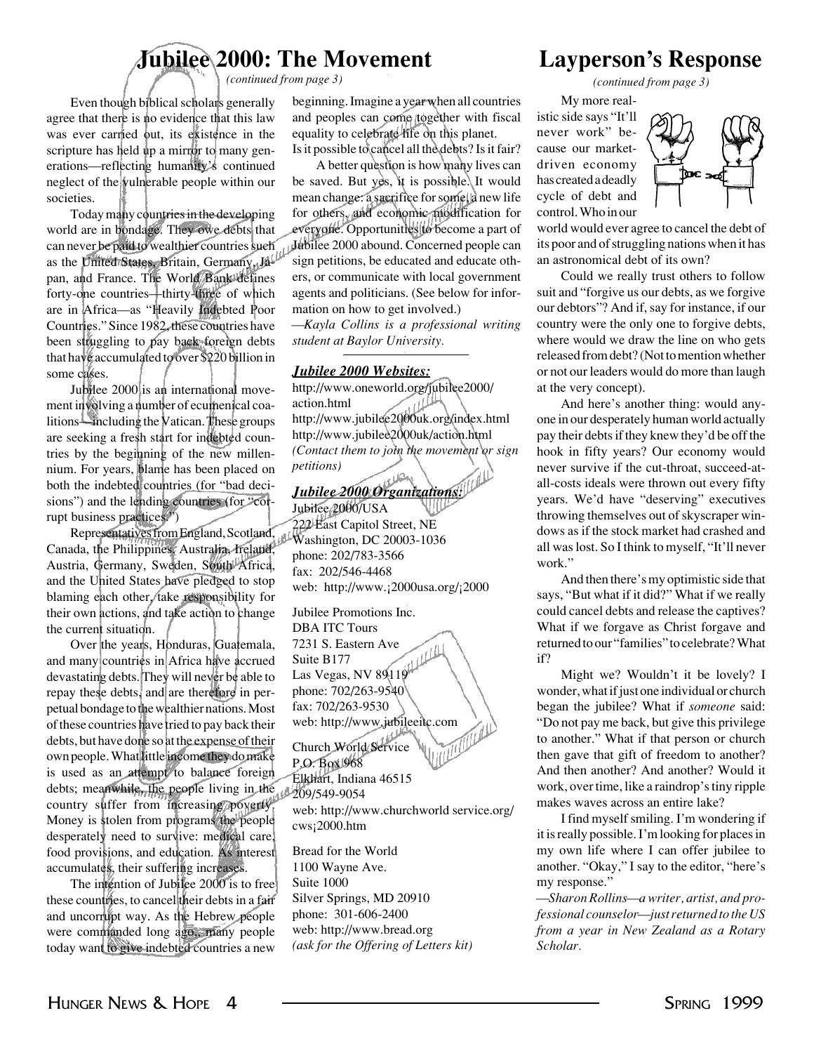# Jubilee 2000: The Movement

*(continued from page 3)*

Even though biblical scholars generally agree that there is no evidence that this law was ever carried out, its existence in the scripture has held up a mirror to many generations—reflecting humanity's continued neglect of the vulnerable people within our societies.

Today many countries in the developing world are in bondage. They owe debts that can never be paid to wealthier countries such as the United States, Britain, Germany, Japan, and France. The World Bank defines forty-one countries—thirty-three of which are in Africa—as "Heavily Indebted Poor Countries." Since 1982, these countries have been struggling to pay back foreign debts that have accumulated to over $220 billion in some cases.

Jubilee 2000 is an international movement involving a number of ecumenical coalitions—including the Vatican. These groups are seeking a fresh start for indebted countries by the beginning of the new millennium. For years, blame has been placed on both the indebted countries (for "bad decisions") and the lending countries (for "corrupt business practices.")

Representatives from England, Scotland, Canada, the Philippines, Australia, Ireland, Austria, Germany, Sweden, South Africa, and the United States have pledged to stop blaming each other, take responsibility for their own actions, and take action to change the current situation.

Over the years, Honduras, Guatemala, and many countries in Africa have accrued devastating debts. They will never be able to repay these debts, and are therefore in perpetual bondage to the wealthier nations. Most of these countries have tried to pay back their debts, but have done so at the expense of their own people. What little income they do make is used as an attempt to balance foreign debts; meanwhile, the people living in the country suffer from increasing poverty. Money is stolen from programs the people desperately need to survive: medical care, food provisions, and education. As interest accumulates, their suffering increases.

The intention of Jubilee 2000 is to free these countries, to cancel their debts in a fair and uncorrupt way. As the Hebrew people were commanded long ago, many people today want to give indebted countries a new beginning. Imagine a year when all countries and peoples can come together with fiscal equality to celebrate life on this planet. Is it possible to cancel all the debts? Is it fair?

A better question is how many lives can be saved. But yes, it is possible. It would mean change: a sacrifice for some, a new life for others, and economic modification for everyone. Opportunities to become a part of Jubilee 2000 abound. Concerned people can sign petitions, be educated and educate others, or communicate with local government agents and politicians. (See below for information on how to get involved.)

*—Kayla Collins is a professional writing student at Baylor University.*

---

### *Jubilee 2000 Websites:*

http://www.oneworld.org/jubilee2000/action.html
http://www.jubilee2000uk.org/index.html
http://www.jubilee2000uk/action.html
*(Contact them to join the movement or sign petitions)*

### *Jubilee 2000 Organizations:*

Jubilee 2000/USA
222 East Capitol Street, NE
Washington, DC 20003-1036
phone: 202/783-3566
fax: 202/546-4468
web: http://www.¡2000usa.org/¡2000

Jubilee Promotions Inc.
DBA ITC Tours
7231 S. Eastern Ave
Suite B177
Las Vegas, NV 89119
phone: 702/263-9540
fax: 702/263-9530
web: http://www.jubileeitc.com

Church World Service
P.O. Box 968
Elkhart, Indiana 46515
209/549-9054
web: http://www.churchworld service.org/cws¡2000.htm

Bread for the World
1100 Wayne Ave.
Suite 1000
Silver Springs, MD 20910
phone: 301-606-2400
web: http://www.bread.org
*(ask for the Offering of Letters kit)*

# Layperson's Response

*(continued from page 3)*

My more realistic side says "It'll never work" because our market-driven economy has created a deadly cycle of debt and control. Who in our world would ever agree to cancel the debt of its poor and of struggling nations when it has an astronomical debt of its own?

Could we really trust others to follow suit and "forgive us our debts, as we forgive our debtors"? And if, say for instance, if our country were the only one to forgive debts, where would we draw the line on who gets released from debt? (Not to mention whether or not our leaders would do more than laugh at the very concept).

And here's another thing: would anyone in our desperately human world actually pay their debts if they knew they'd be off the hook in fifty years? Our economy would never survive if the cut-throat, succeed-at-all-costs ideals were thrown out every fifty years. We'd have "deserving" executives throwing themselves out of skyscraper windows as if the stock market had crashed and all was lost. So I think to myself, "It'll never work."

And then there's my optimistic side that says, "But what if it did?" What if we really could cancel debts and release the captives? What if we forgave as Christ forgave and returned to our "families" to celebrate? What if?

Might we? Wouldn't it be lovely? I wonder, what if just one individual or church began the jubilee? What if *someone* said: "Do not pay me back, but give this privilege to another." What if that person or church then gave that gift of freedom to another? And then another? And another? Would it work, over time, like a raindrop's tiny ripple makes waves across an entire lake?

I find myself smiling. I'm wondering if it is really possible. I'm looking for places in my own life where I can offer jubilee to another. "Okay," I say to the editor, "here's my response."

*—Sharon Rollins—a writer, artist, and professional counselor—just returned to the US from a year in New Zealand as a Rotary Scholar.*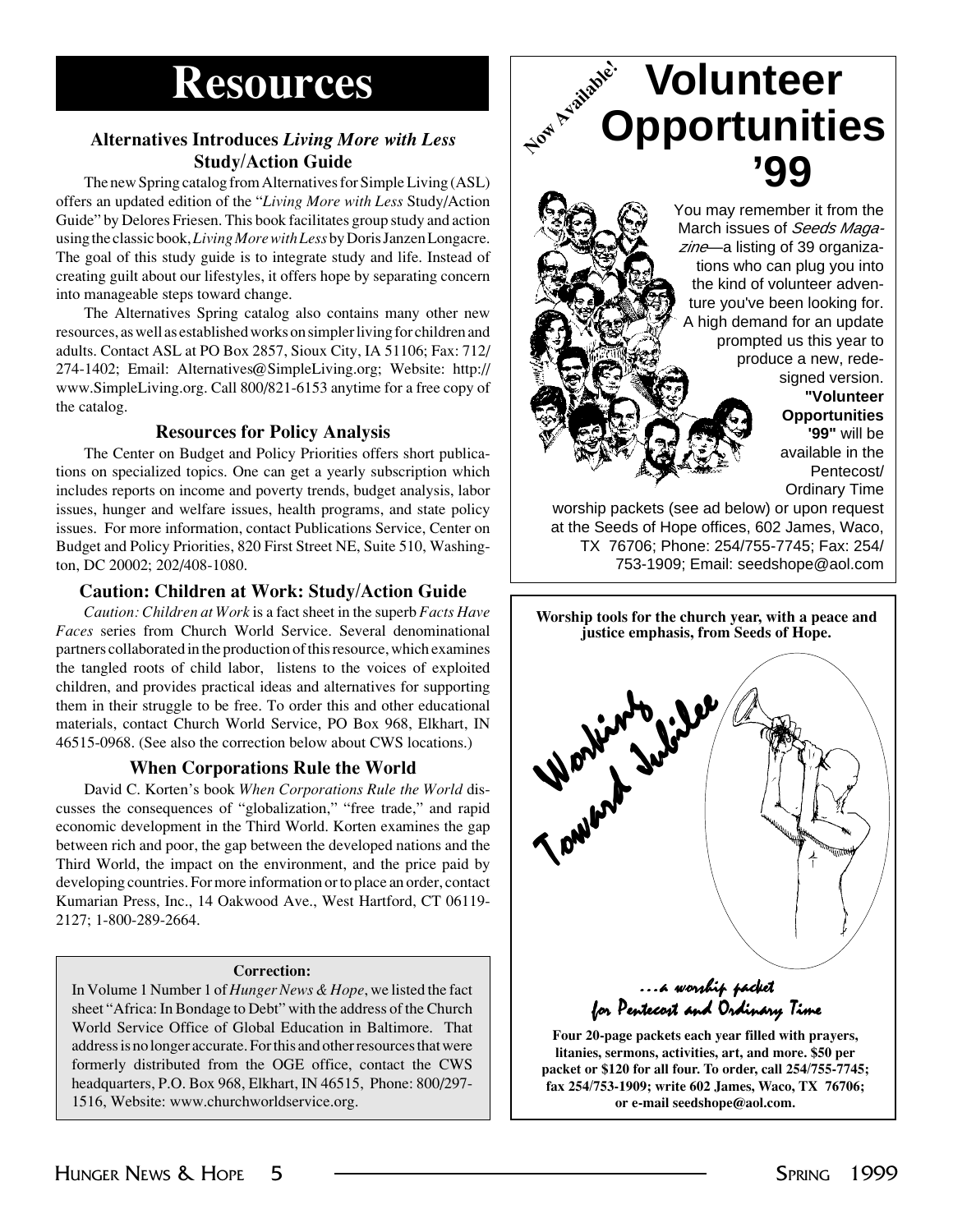# Resources

### Alternatives Introduces *Living More with Less* Study/Action Guide

The new Spring catalog from Alternatives for Simple Living (ASL) offers an updated edition of the "*Living More with Less* Study/Action Guide" by Delores Friesen. This book facilitates group study and action using the classic book, *Living More with Less* by Doris Janzen Longacre. The goal of this study guide is to integrate study and life. Instead of creating guilt about our lifestyles, it offers hope by separating concern into manageable steps toward change.

The Alternatives Spring catalog also contains many other new resources, as well as established works on simpler living for children and adults. Contact ASL at PO Box 2857, Sioux City, IA 51106; Fax: 712/274-1402; Email: Alternatives@SimpleLiving.org; Website: http://www.SimpleLiving.org. Call 800/821-6153 anytime for a free copy of the catalog.

### Resources for Policy Analysis

The Center on Budget and Policy Priorities offers short publications on specialized topics. One can get a yearly subscription which includes reports on income and poverty trends, budget analysis, labor issues, hunger and welfare issues, health programs, and state policy issues. For more information, contact Publications Service, Center on Budget and Policy Priorities, 820 First Street NE, Suite 510, Washington, DC 20002; 202/408-1080.

### Caution: Children at Work: Study/Action Guide

*Caution: Children at Work* is a fact sheet in the superb *Facts Have Faces* series from Church World Service. Several denominational partners collaborated in the production of this resource, which examines the tangled roots of child labor, listens to the voices of exploited children, and provides practical ideas and alternatives for supporting them in their struggle to be free. To order this and other educational materials, contact Church World Service, PO Box 968, Elkhart, IN 46515-0968. (See also the correction below about CWS locations.)

### When Corporations Rule the World

David C. Korten's book *When Corporations Rule the World* discusses the consequences of "globalization," "free trade," and rapid economic development in the Third World. Korten examines the gap between rich and poor, the gap between the developed nations and the Third World, the impact on the environment, and the price paid by developing countries. For more information or to place an order, contact Kumarian Press, Inc., 14 Oakwood Ave., West Hartford, CT 06119-2127; 1-800-289-2664.

**Correction:**

In Volume 1 Number 1 of *Hunger News & Hope*, we listed the fact sheet "Africa: In Bondage to Debt" with the address of the Church World Service Office of Global Education in Baltimore. That address is no longer accurate. For this and other resources that were formerly distributed from the OGE office, contact the CWS headquarters, P.O. Box 968, Elkhart, IN 46515, Phone: 800/297-1516, Website: www.churchworldservice.org.

---

*Now Available!*

## Volunteer Opportunities '99

You may remember it from the March issues of *Seeds Magazine*—a listing of 39 organizations who can plug you into the kind of volunteer adventure you've been looking for. A high demand for an update prompted us this year to produce a new, redesigned version. **"Volunteer Opportunities '99"** will be available in the Pentecost/Ordinary Time worship packets (see ad below) or upon request at the Seeds of Hope offices, 602 James, Waco, TX 76706; Phone: 254/755-7745; Fax: 254/753-1909; Email: seedshope@aol.com

---

**Worship tools for the church year, with a peace and justice emphasis, from Seeds of Hope.**

*Working Toward Jubilee*

*...a worship packet for Pentecost and Ordinary Time*

**Four 20-page packets each year filled with prayers, litanies, sermons, activities, art, and more. $50 per packet or $120 for all four. To order, call 254/755-7745; fax 254/753-1909; write 602 James, Waco, TX 76706; or e-mail seedshope@aol.com.**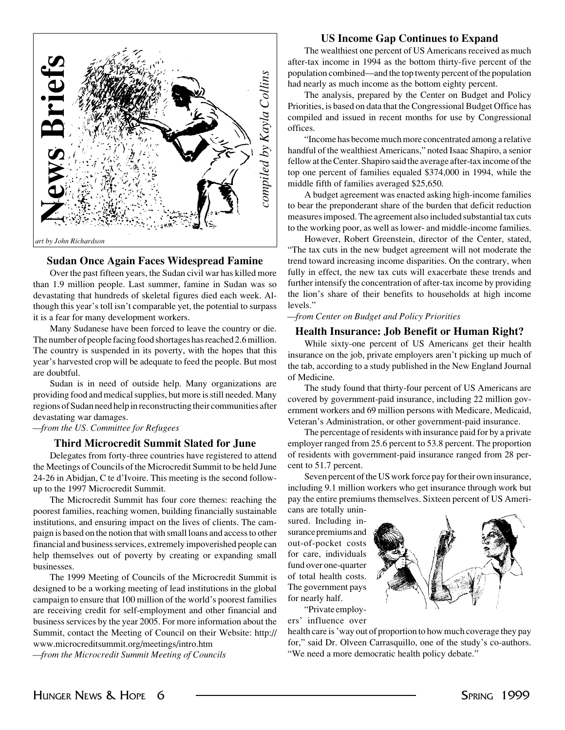# News Briefs

*compiled by Kayla Collins*

*art by John Richardson*

### Sudan Once Again Faces Widespread Famine

Over the past fifteen years, the Sudan civil war has killed more than 1.9 million people. Last summer, famine in Sudan was so devastating that hundreds of skeletal figures died each week. Although this year's toll isn't comparable yet, the potential to surpass it is a fear for many development workers.

Many Sudanese have been forced to leave the country or die. The number of people facing food shortages has reached 2.6 million. The country is suspended in its poverty, with the hopes that this year's harvested crop will be adequate to feed the people. But most are doubtful.

Sudan is in need of outside help. Many organizations are providing food and medical supplies, but more is still needed. Many regions of Sudan need help in reconstructing their communities after devastating war damages.

*—from the US. Committee for Refugees*

### Third Microcredit Summit Slated for June

Delegates from forty-three countries have registered to attend the Meetings of Councils of the Microcredit Summit to be held June 24-26 in Abidjan, C te d'Ivoire. This meeting is the second follow-up to the 1997 Microcredit Summit.

The Microcredit Summit has four core themes: reaching the poorest families, reaching women, building financially sustainable institutions, and ensuring impact on the lives of clients. The campaign is based on the notion that with small loans and access to other financial and business services, extremely impoverished people can help themselves out of poverty by creating or expanding small businesses.

The 1999 Meeting of Councils of the Microcredit Summit is designed to be a working meeting of lead institutions in the global campaign to ensure that 100 million of the world's poorest families are receiving credit for self-employment and other financial and business services by the year 2005. For more information about the Summit, contact the Meeting of Council on their Website: http://www.microcreditsummit.org/meetings/intro.htm

*—from the Microcredit Summit Meeting of Councils*

### US Income Gap Continues to Expand

The wealthiest one percent of US Americans received as much after-tax income in 1994 as the bottom thirty-five percent of the population combined—and the top twenty percent of the population had nearly as much income as the bottom eighty percent.

The analysis, prepared by the Center on Budget and Policy Priorities, is based on data that the Congressional Budget Office has compiled and issued in recent months for use by Congressional offices.

"Income has become much more concentrated among a relative handful of the wealthiest Americans," noted Isaac Shapiro, a senior fellow at the Center. Shapiro said the average after-tax income of the top one percent of families equaled $374,000 in 1994, while the middle fifth of families averaged $25,650.

A budget agreement was enacted asking high-income families to bear the preponderant share of the burden that deficit reduction measures imposed. The agreement also included substantial tax cuts to the working poor, as well as lower- and middle-income families.

However, Robert Greenstein, director of the Center, stated, "The tax cuts in the new budget agreement will not moderate the trend toward increasing income disparities. On the contrary, when fully in effect, the new tax cuts will exacerbate these trends and further intensify the concentration of after-tax income by providing the lion's share of their benefits to households at high income levels."

*—from Center on Budget and Policy Priorities*

### Health Insurance: Job Benefit or Human Right?

While sixty-one percent of US Americans get their health insurance on the job, private employers aren't picking up much of the tab, according to a study published in the New England Journal of Medicine.

The study found that thirty-four percent of US Americans are covered by government-paid insurance, including 22 million government workers and 69 million persons with Medicare, Medicaid, Veteran's Administration, or other government-paid insurance.

The percentage of residents with insurance paid for by a private employer ranged from 25.6 percent to 53.8 percent. The proportion of residents with government-paid insurance ranged from 28 percent to 51.7 percent.

Seven percent of the US work force pay for their own insurance, including 9.1 million workers who get insurance through work but pay the entire premiums themselves. Sixteen percent of US Americans are totally uninsured. Including insurance premiums and out-of-pocket costs for care, individuals fund over one-quarter of total health costs. The government pays for nearly half.

"Private employers' influence over health care is 'way out of proportion to how much coverage they pay for," said Dr. Olveen Carrasquillo, one of the study's co-authors. "We need a more democratic health policy debate."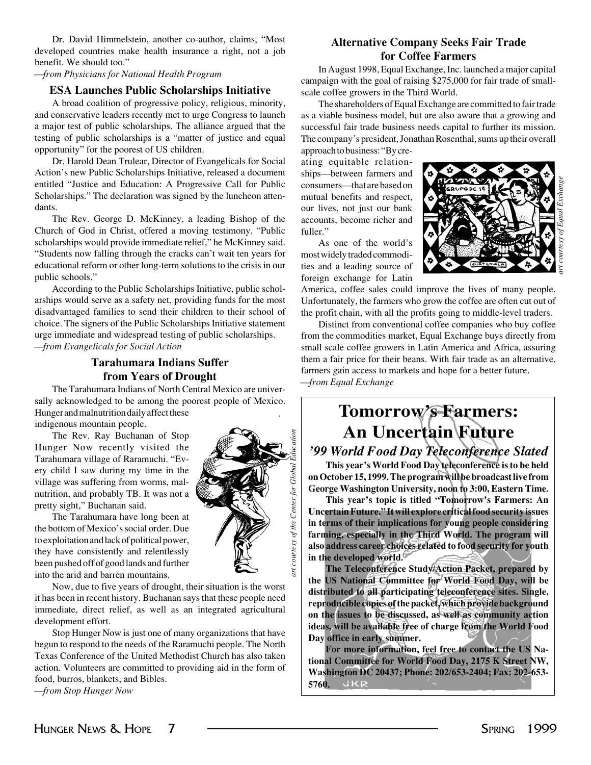Dr. David Himmelstein, another co-author, claims, "Most developed countries make health insurance a right, not a job benefit. We should too."

*—from Physicians for National Health Program*

### ESA Launches Public Scholarships Initiative

A broad coalition of progressive policy, religious, minority, and conservative leaders recently met to urge Congress to launch a major test of public scholarships. The alliance argued that the testing of public scholarships is a "matter of justice and equal opportunity" for the poorest of US children.

Dr. Harold Dean Trulear, Director of Evangelicals for Social Action's new Public Scholarships Initiative, released a document entitled "Justice and Education: A Progressive Call for Public Scholarships." The declaration was signed by the luncheon attendants.

The Rev. George D. McKinney, a leading Bishop of the Church of God in Christ, offered a moving testimony. "Public scholarships would provide immediate relief," he McKinney said. "Students now falling through the cracks can't wait ten years for educational reform or other long-term solutions to the crisis in our public schools."

According to the Public Scholarships Initiative, public scholarships would serve as a safety net, providing funds for the most disadvantaged families to send their children to their school of choice. The signers of the Public Scholarships Initiative statement urge immediate and widespread testing of public scholarships.

*—from Evangelicals for Social Action*

### Tarahumara Indians Suffer from Years of Drought

The Tarahumara Indians of North Central Mexico are universally acknowledged to be among the poorest people of Mexico. Hunger and malnutrition daily affect these indigenous mountain people.

The Rev. Ray Buchanan of Stop Hunger Now recently visited the Tarahumara village of Raramuchi. "Every child I saw during my time in the village was suffering from worms, malnutrition, and probably TB. It was not a pretty sight," Buchanan said.

The Tarahumara have long been at the bottom of Mexico's social order. Due to exploitation and lack of political power, they have consistently and relentlessly been pushed off of good lands and further into the arid and barren mountains.

*art courtesy of the Center for Global Education*

Now, due to five years of drought, their situation is the worst it has been in recent history. Buchanan says that these people need immediate, direct relief, as well as an integrated agricultural development effort.

Stop Hunger Now is just one of many organizations that have begun to respond to the needs of the Raramuchi people. The North Texas Conference of the United Methodist Church has also taken action. Volunteers are committed to providing aid in the form of food, burros, blankets, and Bibles.

*—from Stop Hunger Now*

### Alternative Company Seeks Fair Trade for Coffee Farmers

In August 1998, Equal Exchange, Inc. launched a major capital campaign with the goal of raising $275,000 for fair trade of small-scale coffee growers in the Third World.

The shareholders of Equal Exchange are committed to fair trade as a viable business model, but are also aware that a growing and successful fair trade business needs capital to further its mission. The company's president, Jonathan Rosenthal, sums up their overall approach to business: "By creating equitable relationships—between farmers and consumers—that are based on mutual benefits and respect, our lives, not just our bank accounts, become richer and fuller."

*art courtesy of Equal Exchange*

As one of the world's most widely traded commodities and a leading source of foreign exchange for Latin America, coffee sales could improve the lives of many people. Unfortunately, the farmers who grow the coffee are often cut out of the profit chain, with all the profits going to middle-level traders.

Distinct from conventional coffee companies who buy coffee from the commodities market, Equal Exchange buys directly from small scale coffee growers in Latin America and Africa, assuring them a fair price for their beans. With fair trade as an alternative, farmers gain access to markets and hope for a better future.

*—from Equal Exchange*

## Tomorrow's Farmers: An Uncertain Future

### *'99 World Food Day Teleconference Slated*

**This year's World Food Day teleconference is to be held on October 15, 1999. The program will be broadcast live from George Washington University, noon to 3:00, Eastern Time.**

**This year's topic is titled "Tomorrow's Farmers: An Uncertain Future." It will explore critical food security issues in terms of their implications for young people considering farming, especially in the Third World. The program will also address career choices related to food security for youth in the developed world.**

**The Teleconference Study/Action Packet, prepared by the US National Committee for World Food Day, will be distributed to all participating teleconference sites. Single, reproducible copies of the packet, which provide background on the issues to be discussed, as well as community action ideas, will be available free of charge from the World Food Day office in early summer.**

**For more information, feel free to contact the US National Committee for World Food Day, 2175 K Street NW, Washington DC 20437; Phone: 202/653-2404; Fax: 202-653-5760.**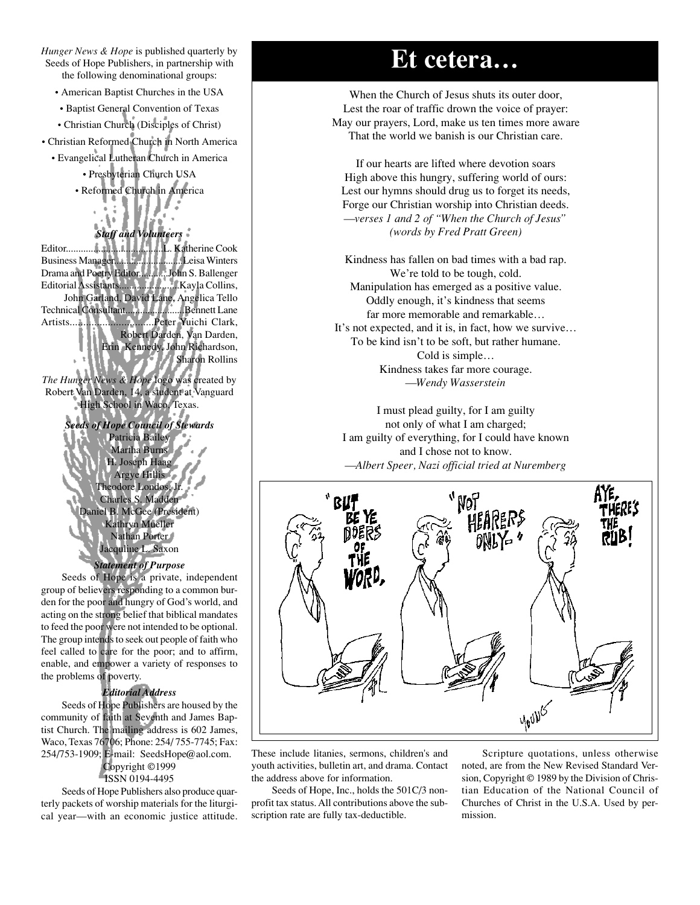*Hunger News & Hope* is published quarterly by Seeds of Hope Publishers, in partnership with the following denominational groups:

- American Baptist Churches in the USA
- Baptist General Convention of Texas
- Christian Church (Disciples of Christ)
- Christian Reformed Church in North America
- Evangelical Lutheran Church in America
- Presbyterian Church USA
- Reformed Church in America

***Staff and Volunteers***

Editor....................................L. Katherine Cook
Business Manager..........................Leisa Winters
Drama and Poetry Editor..........John S. Ballenger
Editorial Assistants........................Kayla Collins, John Garland, David Lane, Angelica Tello
Technical Consultant.....................Bennett Lane
Artists...................................Peter Yuichi Clark, Robert Darden, Van Darden, Erin Kennedy, John Richardson, Sharon Rollins

*The Hunger News & Hope* logo was created by Robert Van Darden, 14, a student at Vanguard High School in Waco, Texas.

***Seeds of Hope Council of Stewards***

Patricia Bailey
Martha Burns
H. Joseph Haag
Argye Hillis
Theodore Londos, Jr.
Charles S. Madden
Daniel B. McGee (President)
Kathryn Mueller
Nathan Porter
Jacquline L. Saxon

***Statement of Purpose***

Seeds of Hope is a private, independent group of believers responding to a common burden for the poor and hungry of God's world, and acting on the strong belief that biblical mandates to feed the poor were not intended to be optional. The group intends to seek out people of faith who feel called to care for the poor; and to affirm, enable, and empower a variety of responses to the problems of poverty.

***Editorial Address***

Seeds of Hope Publishers are housed by the community of faith at Seventh and James Baptist Church. The mailing address is 602 James, Waco, Texas 76706; Phone: 254/ 755-7745; Fax: 254/753-1909; E-mail: SeedsHope@aol.com.

Copyright ©1999
ISSN 0194-4495

Seeds of Hope Publishers also produce quarterly packets of worship materials for the liturgical year—with an economic justice attitude. These include litanies, sermons, children's and youth activities, bulletin art, and drama. Contact the address above for information.

Seeds of Hope, Inc., holds the 501C/3 nonprofit tax status. All contributions above the subscription rate are fully tax-deductible.

Scripture quotations, unless otherwise noted, are from the New Revised Standard Version, Copyright © 1989 by the Division of Christian Education of the National Council of Churches of Christ in the U.S.A. Used by permission.

# Et cetera…

When the Church of Jesus shuts its outer door,
Lest the roar of traffic drown the voice of prayer:
May our prayers, Lord, make us ten times more aware
That the world we banish is our Christian care.

If our hearts are lifted where devotion soars
High above this hungry, suffering world of ours:
Lest our hymns should drug us to forget its needs,
Forge our Christian worship into Christian deeds.
*—verses 1 and 2 of "When the Church of Jesus" (words by Fred Pratt Green)*

Kindness has fallen on bad times with a bad rap.
We're told to be tough, cold.
Manipulation has emerged as a positive value.
Oddly enough, it's kindness that seems
far more memorable and remarkable…
It's not expected, and it is, in fact, how we survive…
To be kind isn't to be soft, but rather humane.
Cold is simple…
Kindness takes far more courage.
*—Wendy Wasserstein*

I must plead guilty, for I am guilty
not only of what I am charged;
I am guilty of everything, for I could have known
and I chose not to know.
*—Albert Speer, Nazi official tried at Nuremberg*

"BUT BE YE DOERS OF THE WORD,

"NOT HEARERS ONLY."

AYE, THERE'S THE RUB!

YOUNG